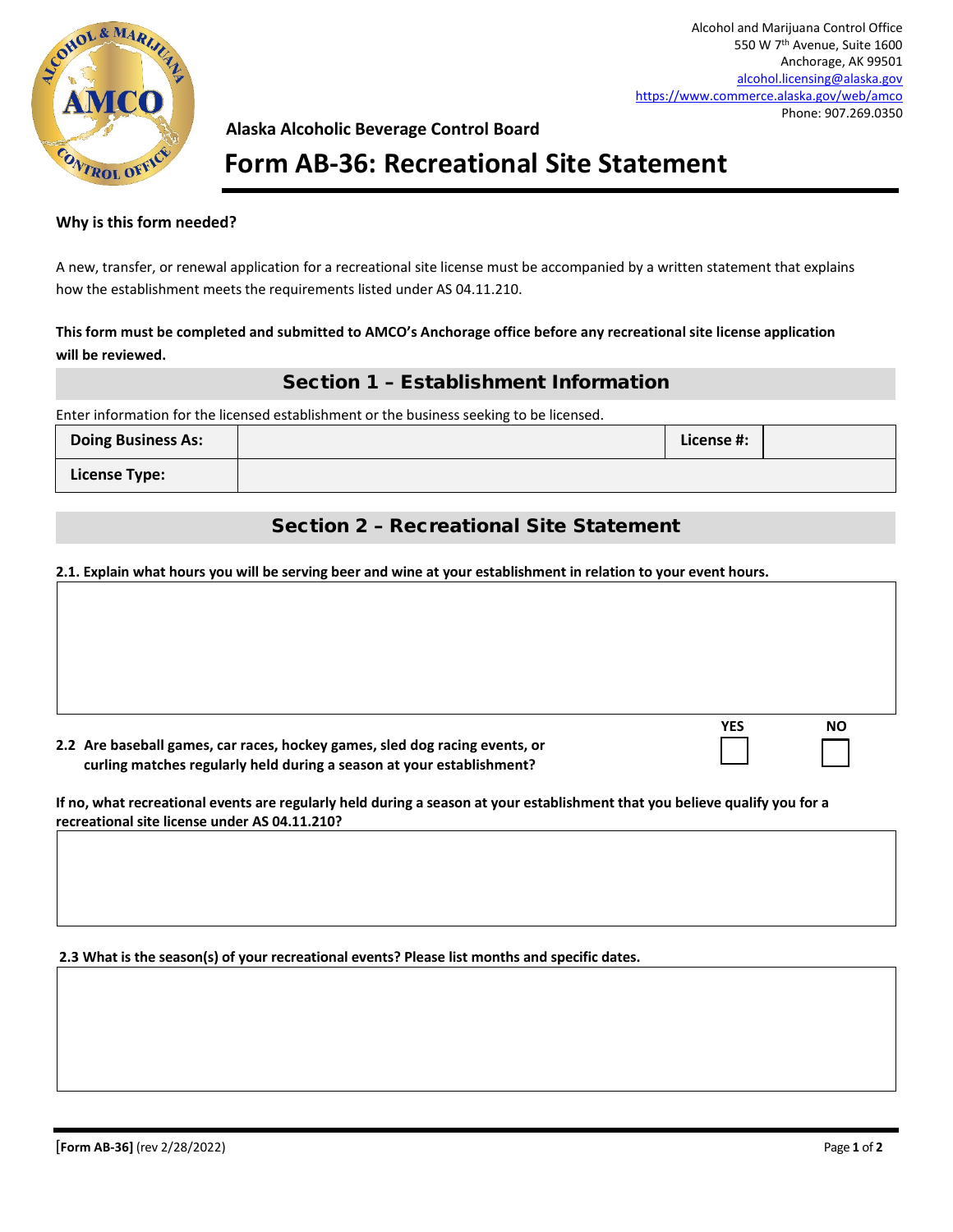Alcohol and Marijuana Control Office
550 W 7th Avenue, Suite 1600
Anchorage, AK 99501
alcohol.licensing@alaska.gov
https://www.commerce.alaska.gov/web/amco
Phone: 907.269.0350

**Alaska Alcoholic Beverage Control Board**

# Form AB-36: Recreational Site Statement

**Why is this form needed?**

A new, transfer, or renewal application for a recreational site license must be accompanied by a written statement that explains how the establishment meets the requirements listed under AS 04.11.210.

**This form must be completed and submitted to AMCO's Anchorage office before any recreational site license application will be reviewed.**

## Section 1 – Establishment Information

Enter information for the licensed establishment or the business seeking to be licensed.

| **Doing Business As:** | | **License #:** | |
|---|---|---|---|
| **License Type:** | | | |

## Section 2 – Recreational Site Statement

**2.1. Explain what hours you will be serving beer and wine at your establishment in relation to your event hours.**

| |
|---|
| |

| | YES | NO |
|---|---|---|
| **2.2 Are baseball games, car races, hockey games, sled dog racing events, or curling matches regularly held during a season at your establishment?** | ☐ | ☐ |

**If no, what recreational events are regularly held during a season at your establishment that you believe qualify you for a recreational site license under AS 04.11.210?**

| |
|---|
| |

**2.3 What is the season(s) of your recreational events? Please list months and specific dates.**

| |
|---|
| |

**[Form AB-36]** (rev 2/28/2022)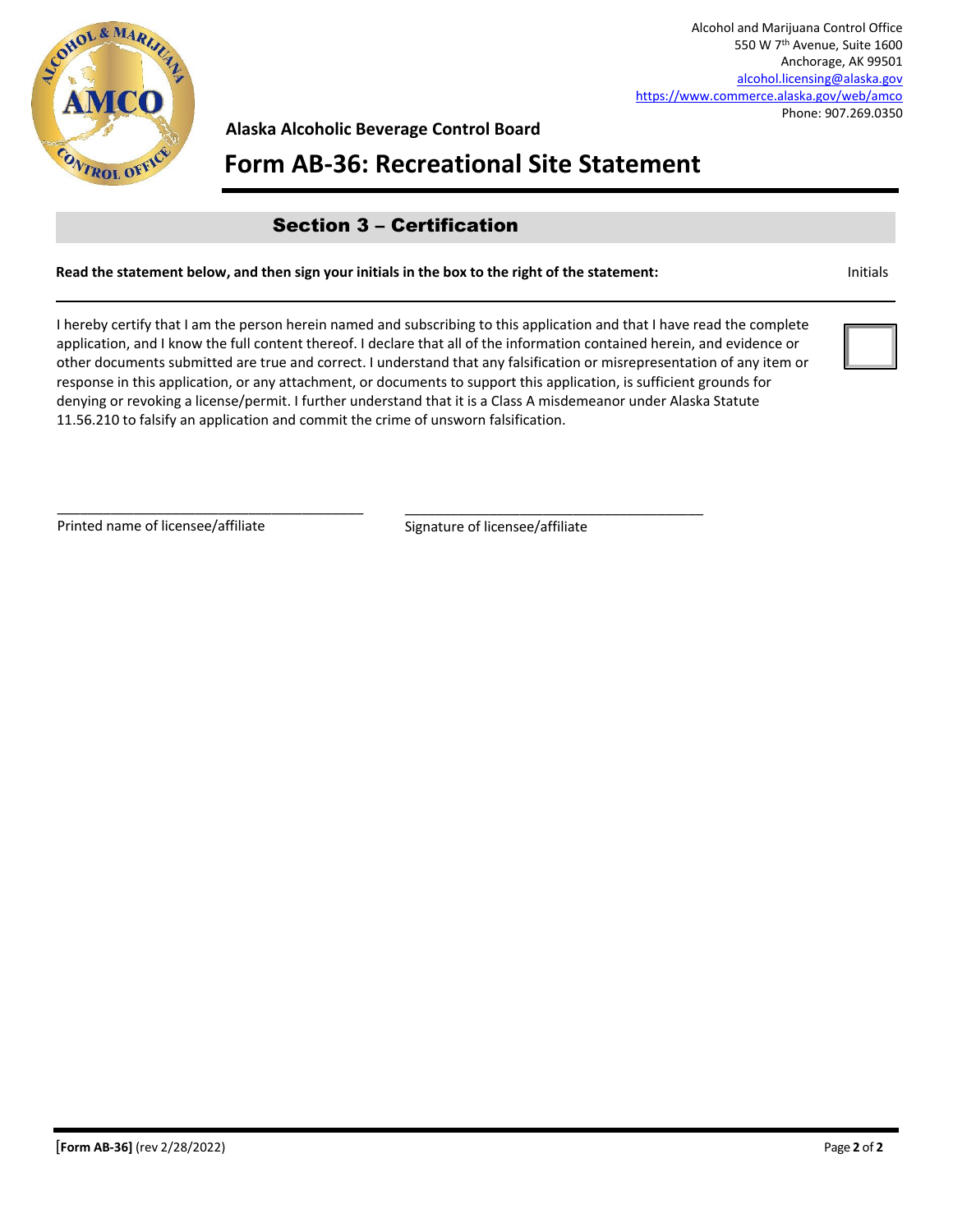Alcohol and Marijuana Control Office
550 W 7th Avenue, Suite 1600
Anchorage, AK 99501
alcohol.licensing@alaska.gov
https://www.commerce.alaska.gov/web/amco
Phone: 907.269.0350

**Alaska Alcoholic Beverage Control Board**

# Form AB-36: Recreational Site Statement

## Section 3 – Certification

**Read the statement below, and then sign your initials in the box to the right of the statement:** Initials

I hereby certify that I am the person herein named and subscribing to this application and that I have read the complete application, and I know the full content thereof. I declare that all of the information contained herein, and evidence or other documents submitted are true and correct. I understand that any falsification or misrepresentation of any item or response in this application, or any attachment, or documents to support this application, is sufficient grounds for denying or revoking a license/permit. I further understand that it is a Class A misdemeanor under Alaska Statute 11.56.210 to falsify an application and commit the crime of unsworn falsification.

\_\_\_\_\_\_\_\_\_\_\_\_\_\_\_\_\_\_\_\_\_\_\_\_\_\_\_\_\_\_\_\_\_\_\_\_\_\_\_\_
Printed name of licensee/affiliate

\_\_\_\_\_\_\_\_\_\_\_\_\_\_\_\_\_\_\_\_\_\_\_\_\_\_\_\_\_\_\_\_\_\_\_\_\_\_\_\_
Signature of licensee/affiliate

[**Form AB-36]** (rev 2/28/2022)